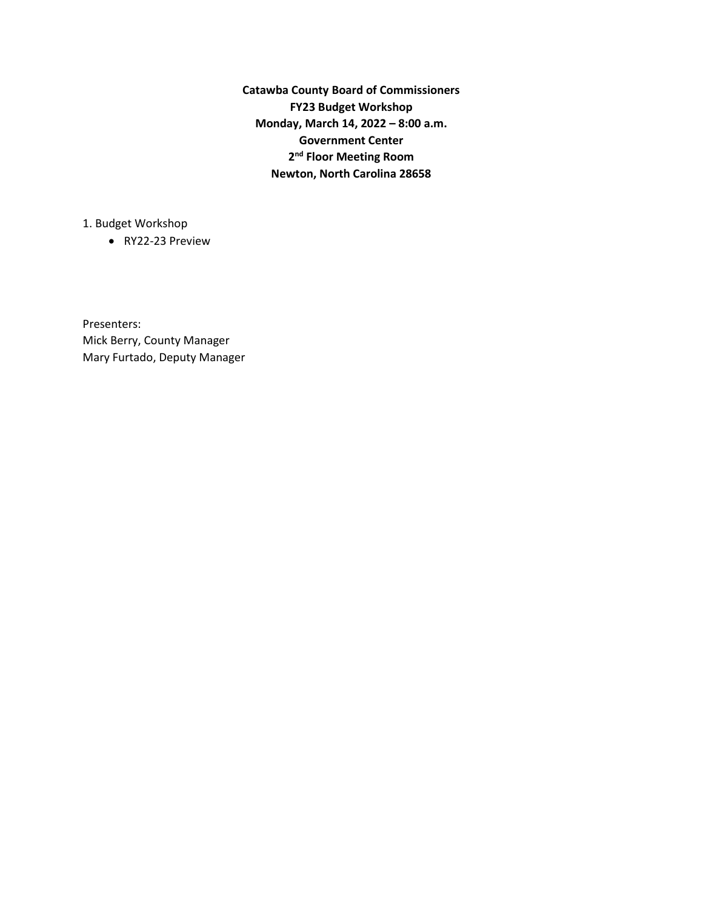**Catawba County Board of Commissioners**
**FY23 Budget Workshop**
**Monday, March 14, 2022 – 8:00 a.m.**
**Government Center**
**2nd Floor Meeting Room**
**Newton, North Carolina 28658**

1. Budget Workshop
   - RY22-23 Preview

Presenters:
Mick Berry, County Manager
Mary Furtado, Deputy Manager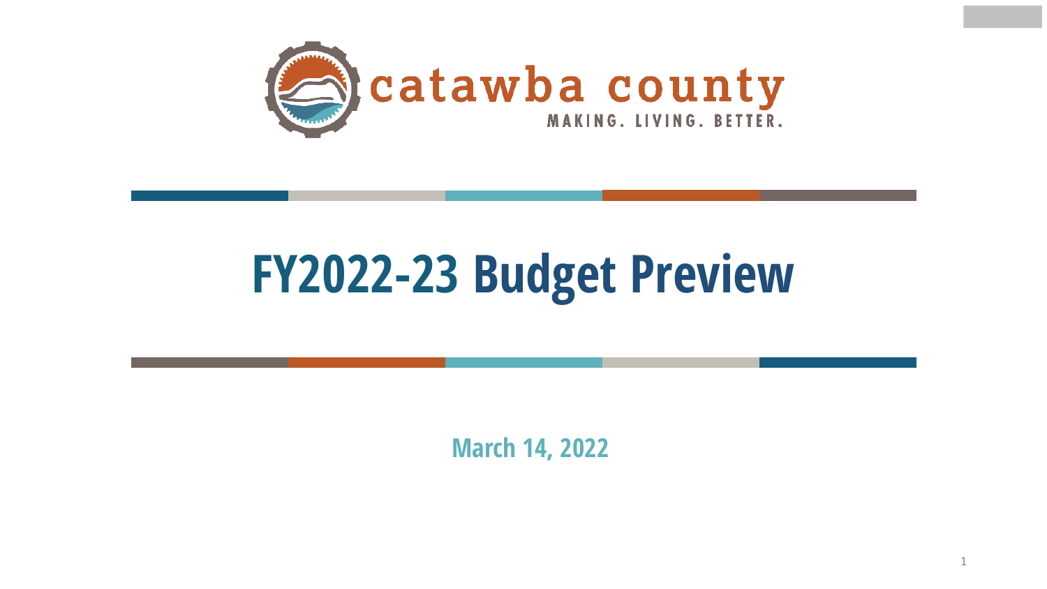catawba county

MAKING. LIVING. BETTER.

# FY2022-23 Budget Preview

March 14, 2022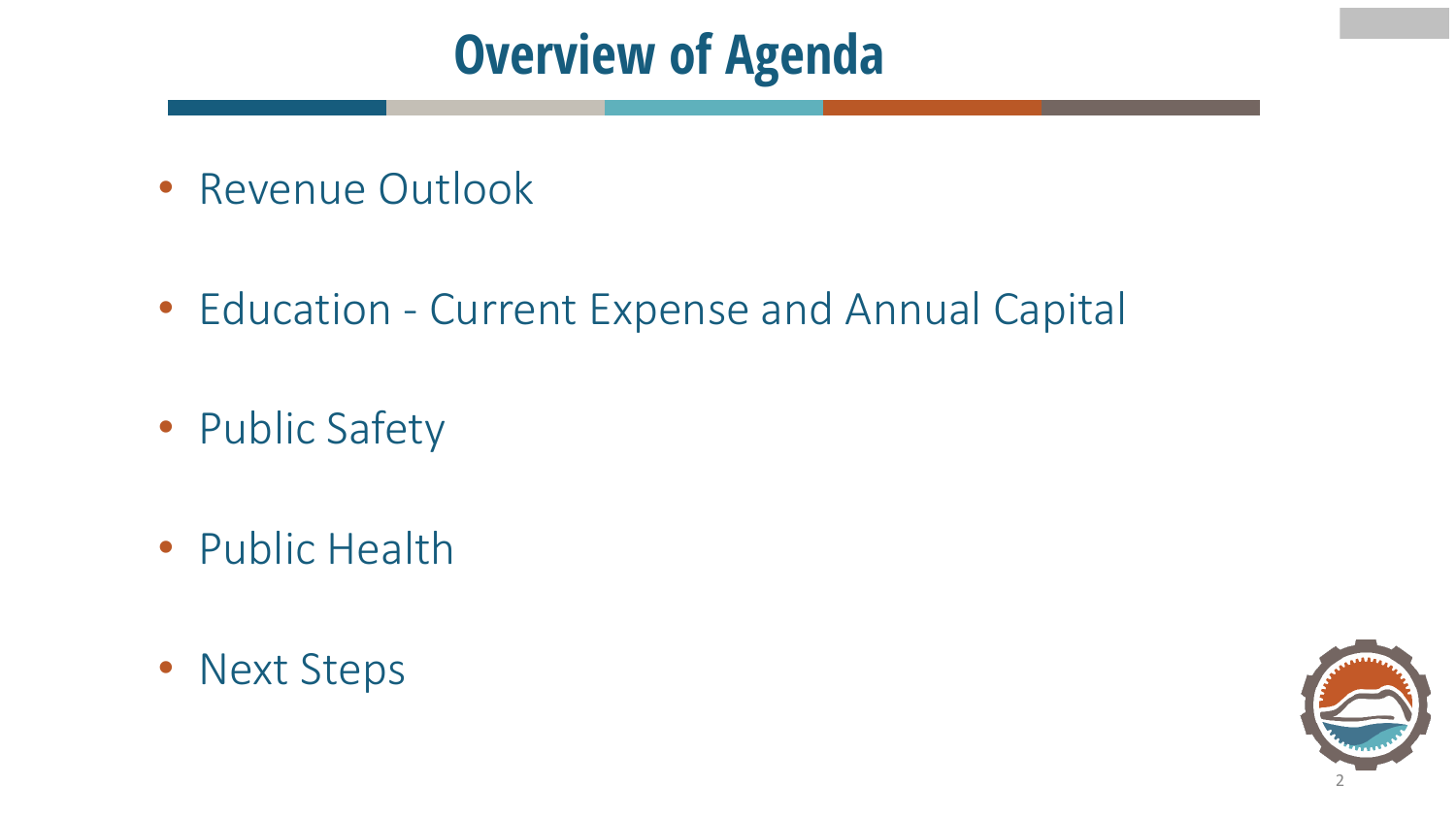# Overview of Agenda

- Revenue Outlook
- Education - Current Expense and Annual Capital
- Public Safety
- Public Health
- Next Steps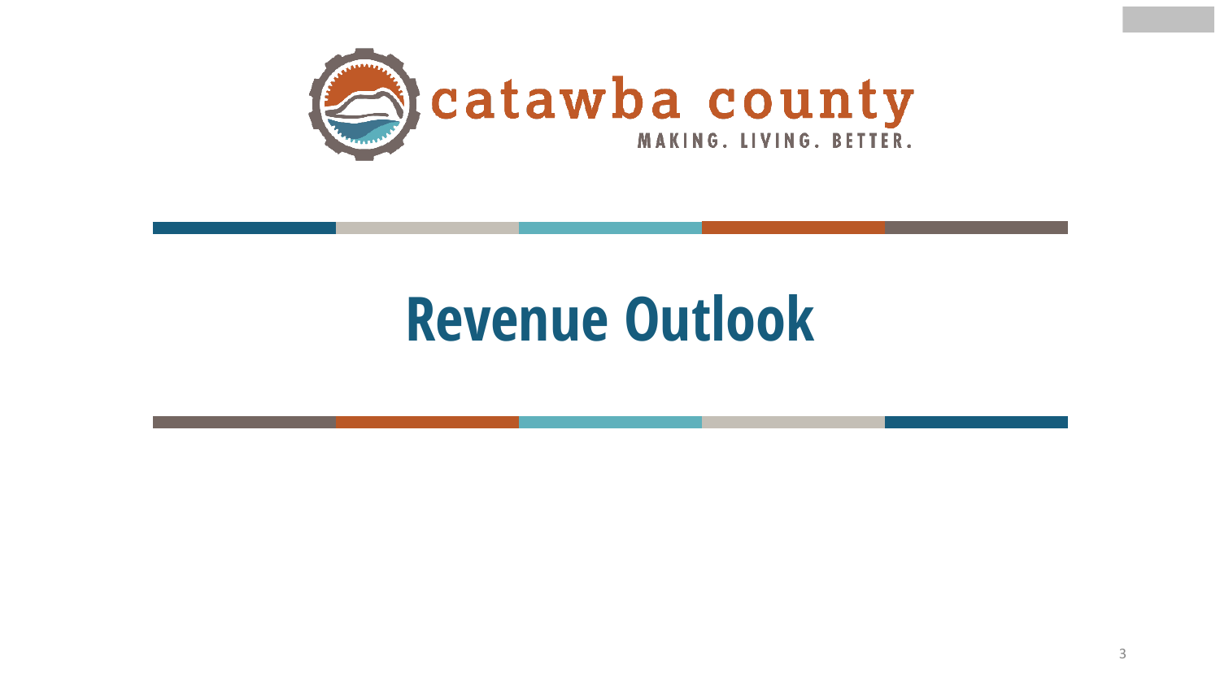catawba county

MAKING. LIVING. BETTER.

# Revenue Outlook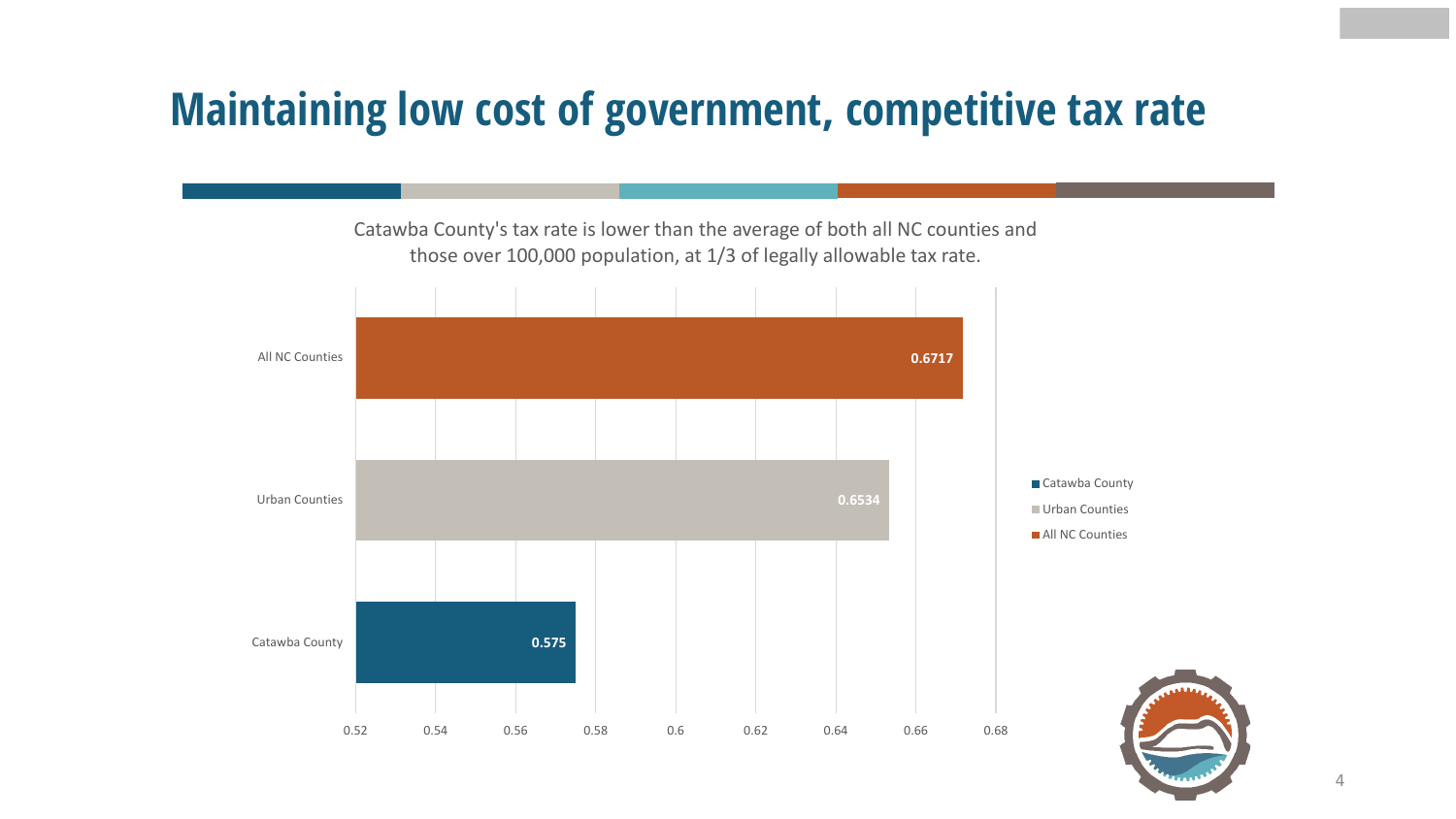# Maintaining low cost of government, competitive tax rate

Catawba County's tax rate is lower than the average of both all NC counties and those over 100,000 population, at 1/3 of legally allowable tax rate.

| Category | Tax Rate |
|---|---|
| All NC Counties | 0.6717 |
| Urban Counties | 0.6534 |
| Catawba County | 0.575 |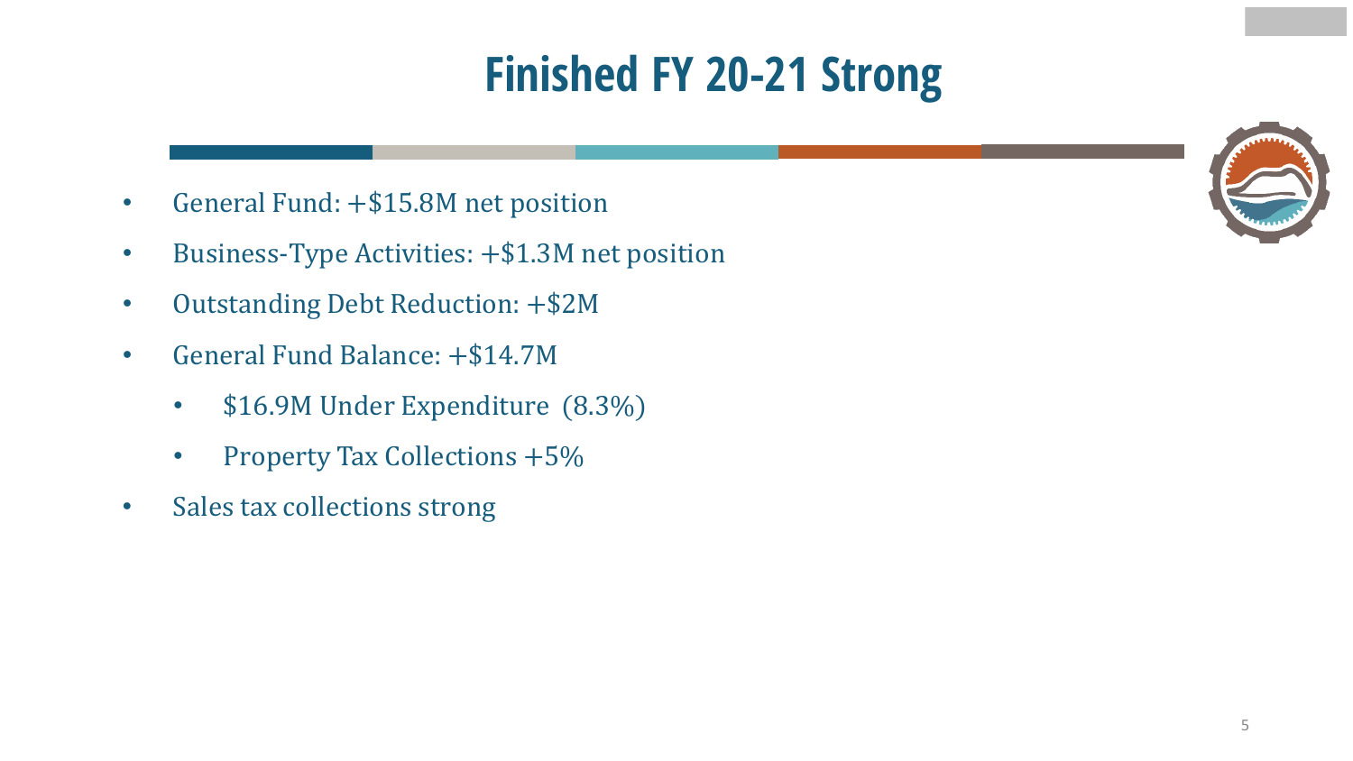# Finished FY 20-21 Strong

- General Fund: +$15.8M net position
- Business-Type Activities: +$1.3M net position
- Outstanding Debt Reduction: +$2M
- General Fund Balance: +$14.7M
  - $16.9M Under Expenditure (8.3%)
  - Property Tax Collections +5%
- Sales tax collections strong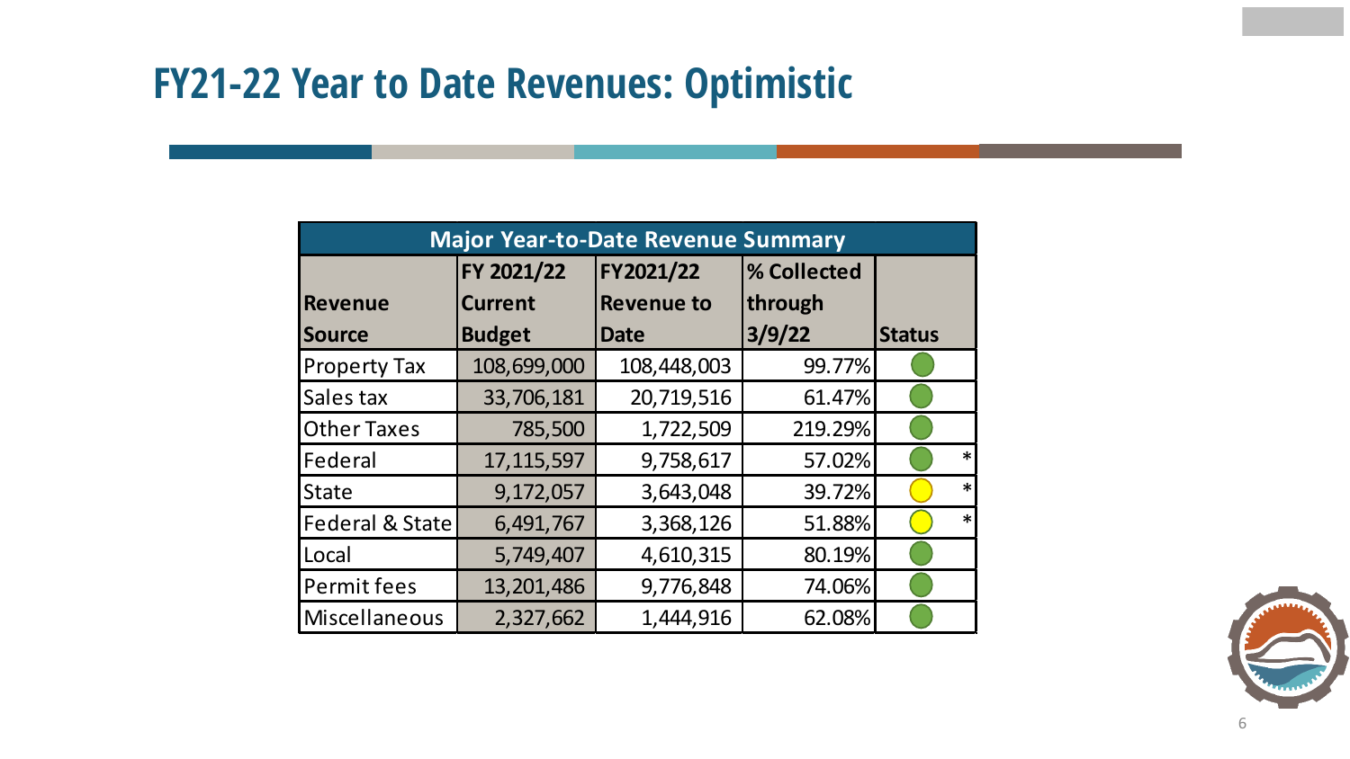# FY21-22 Year to Date Revenues: Optimistic

| Major Year-to-Date Revenue Summary | | | | |
|---|---|---|---|---|
| Revenue Source | FY 2021/22 Current Budget | FY2021/22 Revenue to Date | % Collected through 3/9/22 | Status |
| Property Tax | 108,699,000 | 108,448,003 | 99.77% | Green |
| Sales tax | 33,706,181 | 20,719,516 | 61.47% | Green |
| Other Taxes | 785,500 | 1,722,509 | 219.29% | Green |
| Federal | 17,115,597 | 9,758,617 | 57.02% | Green * |
| State | 9,172,057 | 3,643,048 | 39.72% | Yellow * |
| Federal & State | 6,491,767 | 3,368,126 | 51.88% | Yellow * |
| Local | 5,749,407 | 4,610,315 | 80.19% | Green |
| Permit fees | 13,201,486 | 9,776,848 | 74.06% | Green |
| Miscellaneous | 2,327,662 | 1,444,916 | 62.08% | Green |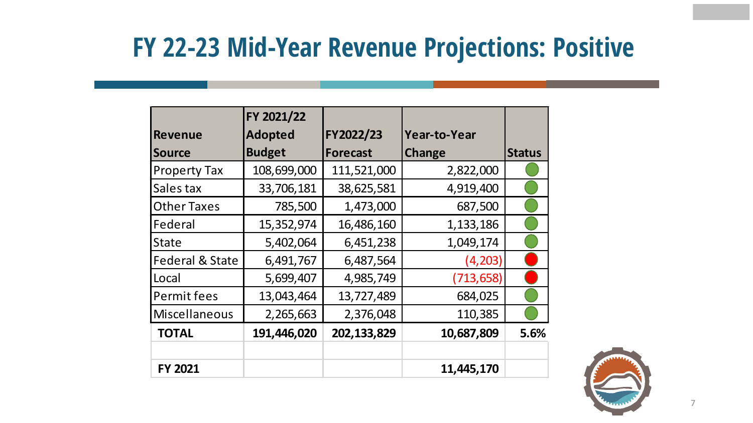# FY 22-23 Mid-Year Revenue Projections: Positive

| Revenue Source | FY 2021/22 Adopted Budget | FY2022/23 Forecast | Year-to-Year Change | Status |
|---|---|---|---|---|
| Property Tax | 108,699,000 | 111,521,000 | 2,822,000 | 🟢 |
| Sales tax | 33,706,181 | 38,625,581 | 4,919,400 | 🟢 |
| Other Taxes | 785,500 | 1,473,000 | 687,500 | 🟢 |
| Federal | 15,352,974 | 16,486,160 | 1,133,186 | 🟢 |
| State | 5,402,064 | 6,451,238 | 1,049,174 | 🟢 |
| Federal & State | 6,491,767 | 6,487,564 | (4,203) | 🔴 |
| Local | 5,699,407 | 4,985,749 | (713,658) | 🔴 |
| Permit fees | 13,043,464 | 13,727,489 | 684,025 | 🟢 |
| Miscellaneous | 2,265,663 | 2,376,048 | 110,385 | 🟢 |
| **TOTAL** | **191,446,020** | **202,133,829** | **10,687,809** | **5.6%** |
| | | | | |
| **FY 2021** | | | **11,445,170** | |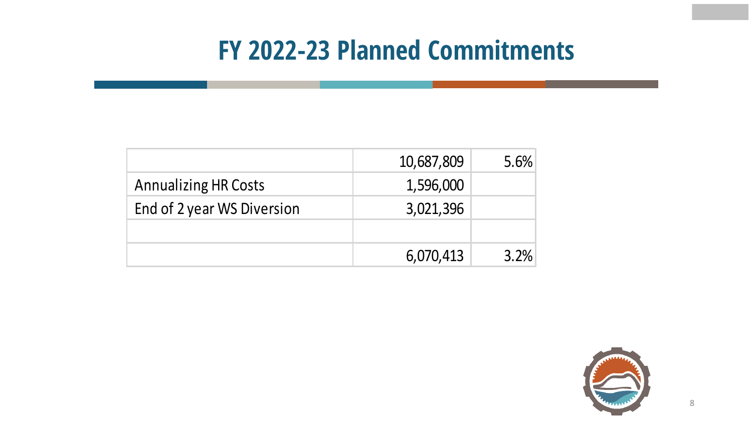# FY 2022-23 Planned Commitments

| | | |
|---|---|---|
| | 10,687,809 | 5.6% |
| Annualizing HR Costs | 1,596,000 | |
| End of 2 year WS Diversion | 3,021,396 | |
| | | |
| | 6,070,413 | 3.2% |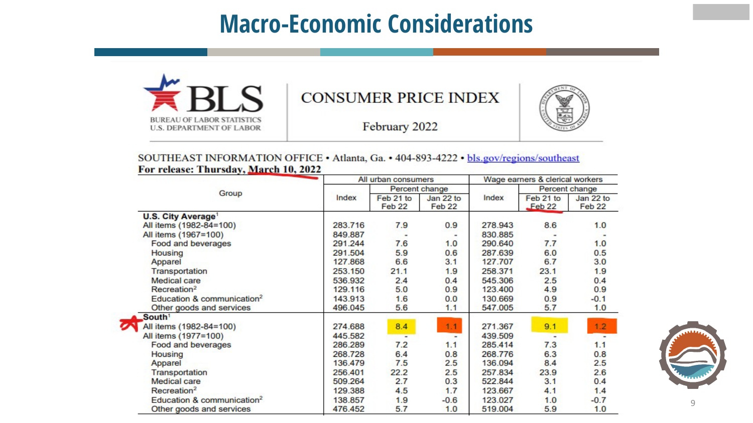# Macro-Economic Considerations

**BLS** — BUREAU OF LABOR STATISTICS, U.S. DEPARTMENT OF LABOR

## CONSUMER PRICE INDEX

February 2022

SOUTHEAST INFORMATION OFFICE • Atlanta, Ga. • 404-893-4222 • bls.gov/regions/southeast

**For release: Thursday, March 10, 2022**

| Group | All urban consumers | | | Wage earners & clerical workers | | |
|---|---|---|---|---|---|---|
| | Index | Percent change | | Index | Percent change | |
| | | Feb 21 to Feb 22 | Jan 22 to Feb 22 | | Feb 21 to Feb 22 | Jan 22 to Feb 22 |
| **U.S. City Average**[1] | | | | | | |
| All items (1982-84=100) | 283.716 | 7.9 | 0.9 | 278.943 | 8.6 | 1.0 |
| All items (1967=100) | 849.887 | - | - | 830.885 | - | - |
| Food and beverages | 291.244 | 7.6 | 1.0 | 290.640 | 7.7 | 1.0 |
| Housing | 291.504 | 5.9 | 0.6 | 287.639 | 6.0 | 0.5 |
| Apparel | 127.868 | 6.6 | 3.1 | 127.707 | 6.7 | 3.0 |
| Transportation | 253.150 | 21.1 | 1.9 | 258.371 | 23.1 | 1.9 |
| Medical care | 536.932 | 2.4 | 0.4 | 545.306 | 2.5 | 0.4 |
| Recreation[2] | 129.116 | 5.0 | 0.9 | 123.400 | 4.9 | 0.9 |
| Education & communication[2] | 143.913 | 1.6 | 0.0 | 130.669 | 0.9 | -0.1 |
| Other goods and services | 496.045 | 5.6 | 1.1 | 547.005 | 5.7 | 1.0 |
| **South**[1] | | | | | | |
| All items (1982-84=100) | 274.688 | 8.4 | 1.1 | 271.367 | 9.1 | 1.2 |
| All items (1977=100) | 445.582 | - | - | 439.509 | - | - |
| Food and beverages | 286.289 | 7.2 | 1.1 | 285.414 | 7.3 | 1.1 |
| Housing | 268.728 | 6.4 | 0.8 | 268.776 | 6.3 | 0.8 |
| Apparel | 136.479 | 7.5 | 2.5 | 136.094 | 8.4 | 2.5 |
| Transportation | 256.401 | 22.2 | 2.5 | 257.834 | 23.9 | 2.6 |
| Medical care | 509.264 | 2.7 | 0.3 | 522.844 | 3.1 | 0.4 |
| Recreation[2] | 129.388 | 4.5 | 1.7 | 123.667 | 4.1 | 1.4 |
| Education & communication[2] | 138.857 | 1.9 | -0.6 | 123.027 | 1.0 | -0.7 |
| Other goods and services | 476.452 | 5.7 | 1.0 | 519.004 | 5.9 | 1.0 |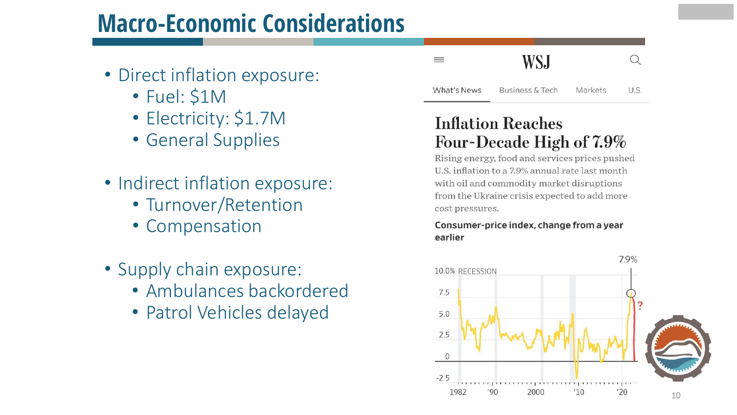# Macro-Economic Considerations

- Direct inflation exposure:
  - Fuel: $1M
  - Electricity: $1.7M
  - General Supplies
- Indirect inflation exposure:
  - Turnover/Retention
  - Compensation
- Supply chain exposure:
  - Ambulances backordered
  - Patrol Vehicles delayed

WSJ

What's News | Business & Tech | Markets | U.S.

## Inflation Reaches Four-Decade High of 7.9%

Rising energy, food and services prices pushed U.S. inflation to a 7.9% annual rate last month with oil and commodity market disruptions from the Ukraine crisis expected to add more cost pressures.

**Consumer-price index, change from a year earlier**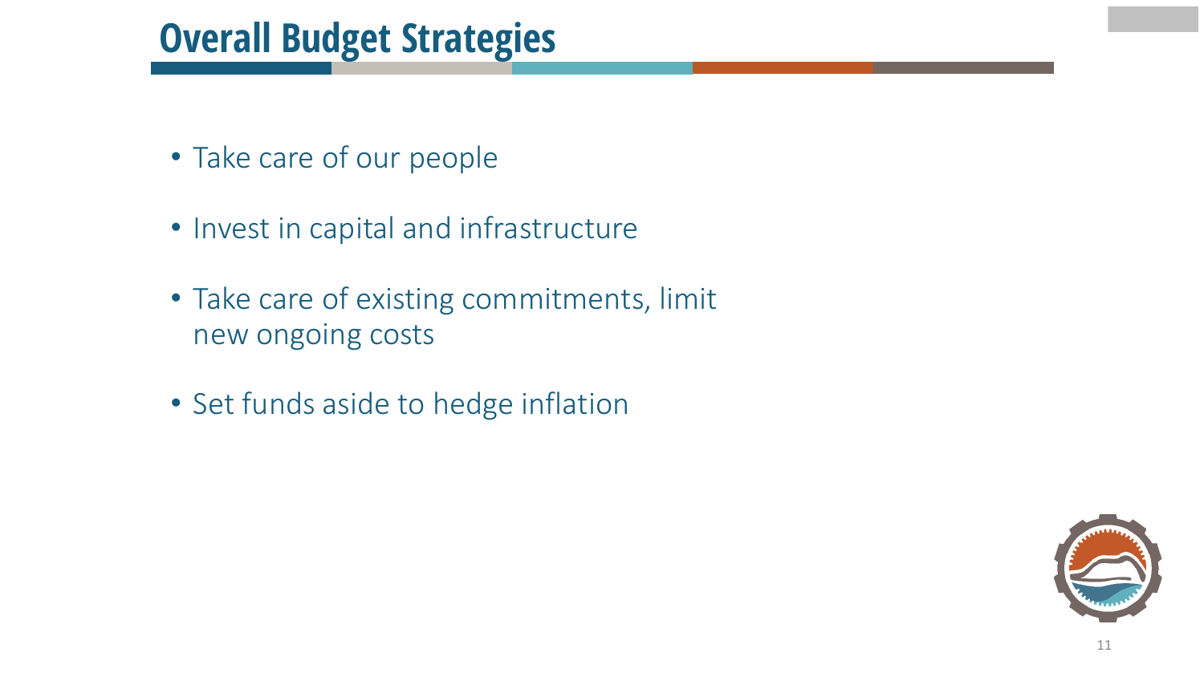# Overall Budget Strategies

- Take care of our people
- Invest in capital and infrastructure
- Take care of existing commitments, limit new ongoing costs
- Set funds aside to hedge inflation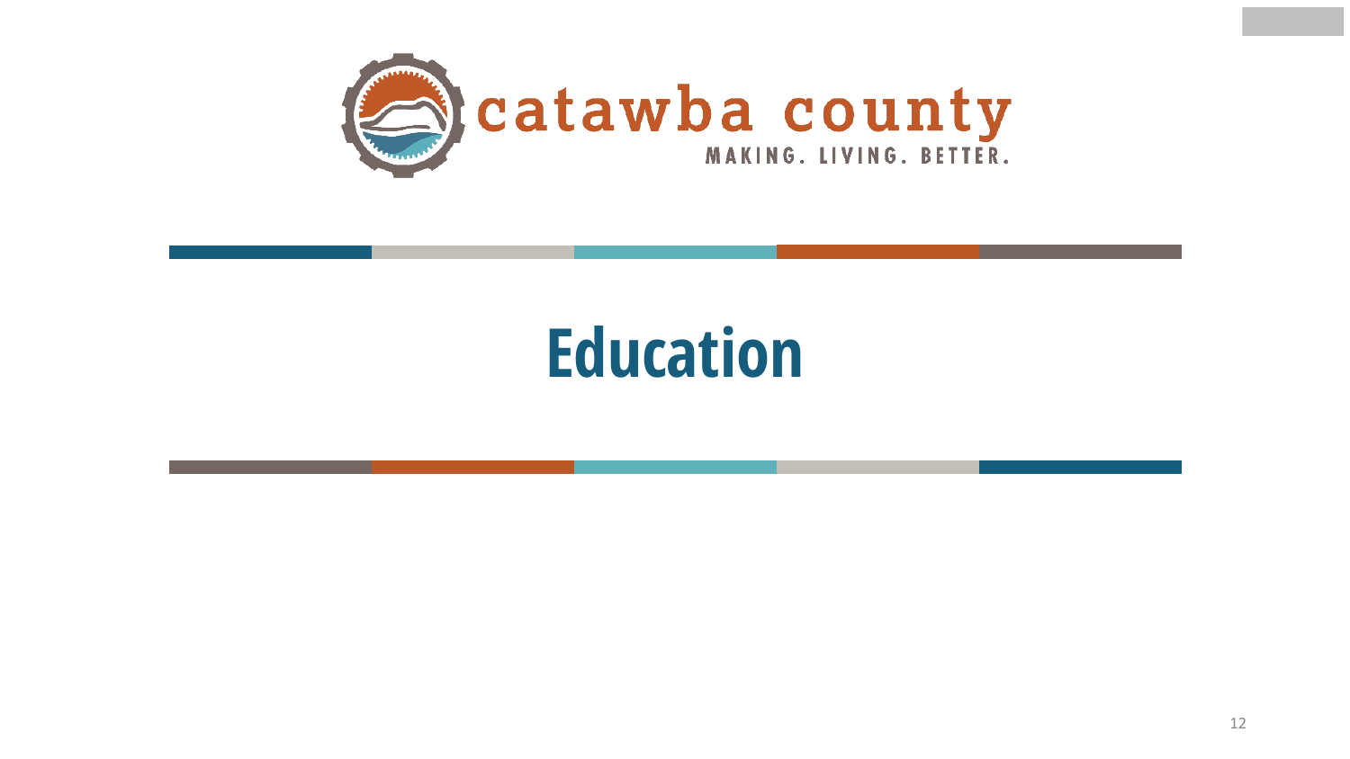# Education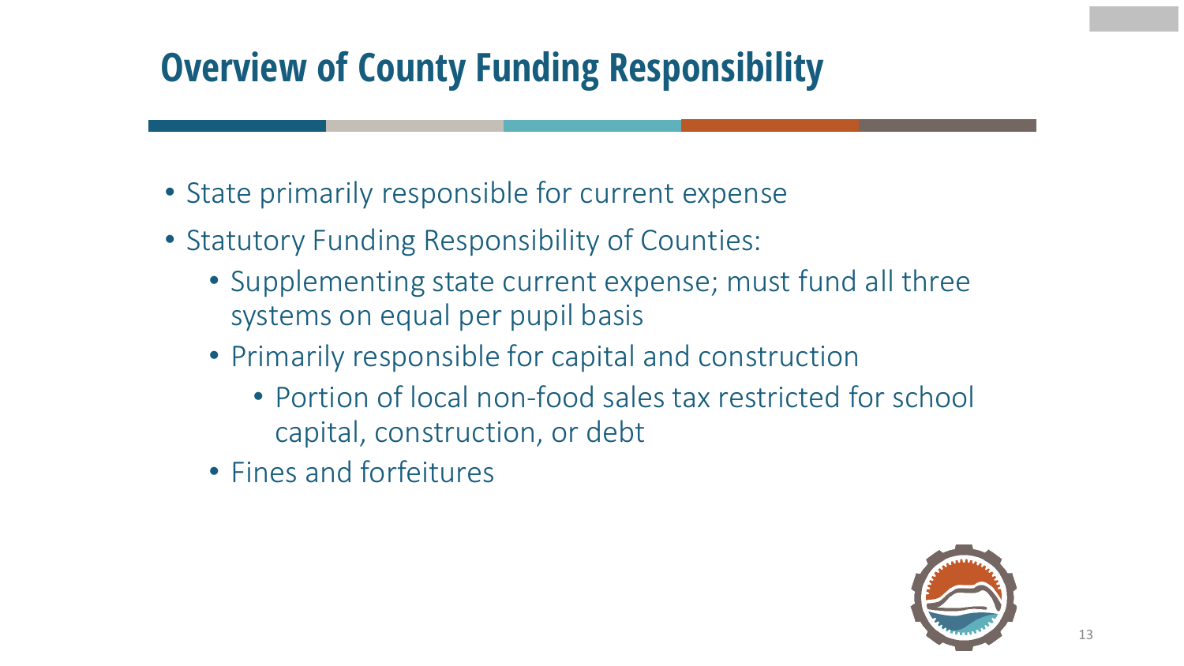# Overview of County Funding Responsibility

- State primarily responsible for current expense
- Statutory Funding Responsibility of Counties:
  - Supplementing state current expense; must fund all three systems on equal per pupil basis
  - Primarily responsible for capital and construction
    - Portion of local non-food sales tax restricted for school capital, construction, or debt
  - Fines and forfeitures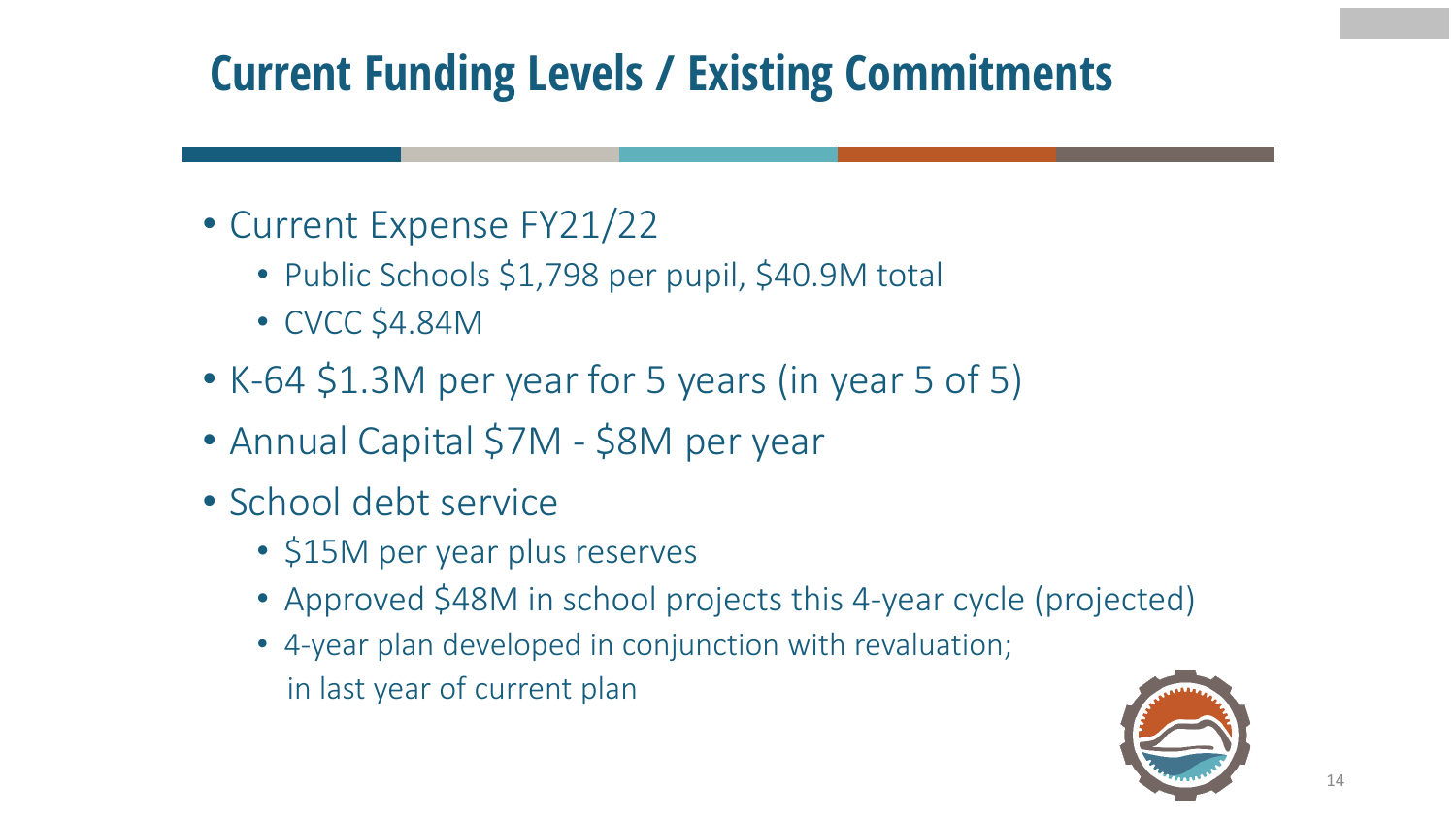# Current Funding Levels / Existing Commitments

- Current Expense FY21/22
  - Public Schools $1,798 per pupil, $40.9M total
  - CVCC $4.84M
- K-64 $1.3M per year for 5 years (in year 5 of 5)
- Annual Capital $7M - $8M per year
- School debt service
  - $15M per year plus reserves
  - Approved $48M in school projects this 4-year cycle (projected)
  - 4-year plan developed in conjunction with revaluation; in last year of current plan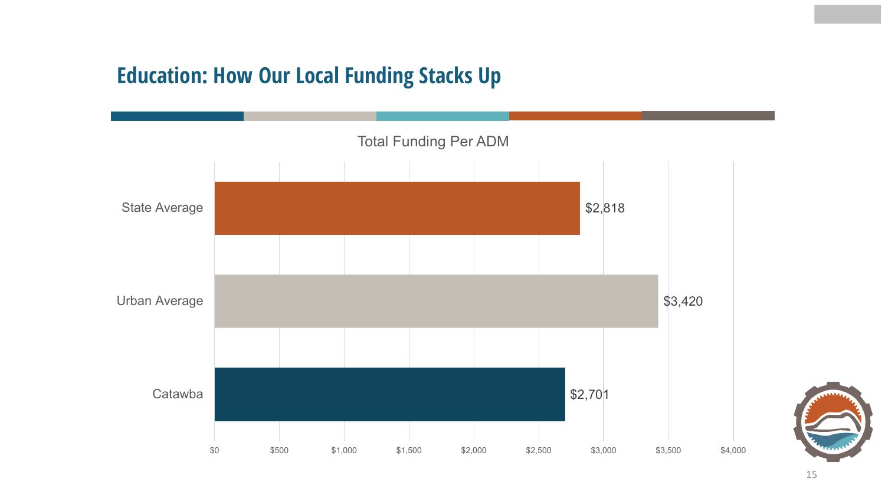# Education: How Our Local Funding Stacks Up

Total Funding Per ADM

| | Total Funding Per ADM |
|---|---|
| State Average | $2,818 |
| Urban Average | $3,420 |
| Catawba | $2,701 |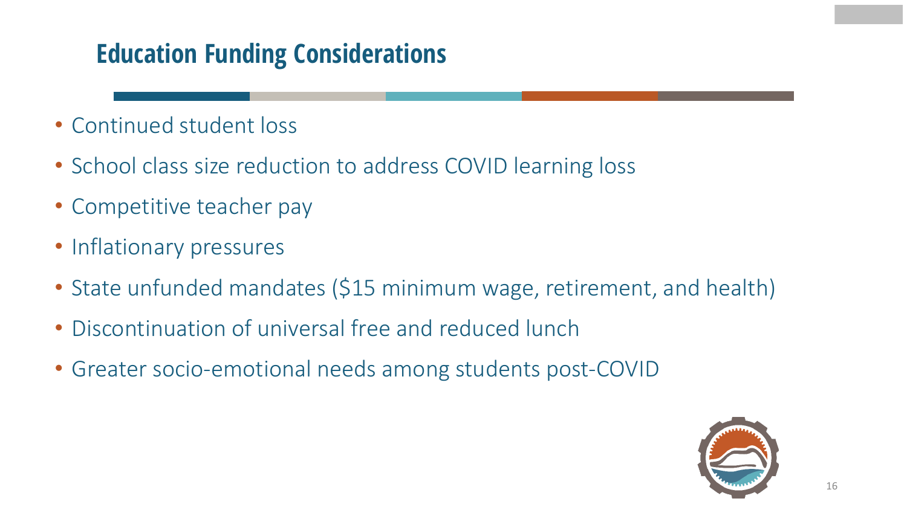## Education Funding Considerations

- Continued student loss
- School class size reduction to address COVID learning loss
- Competitive teacher pay
- Inflationary pressures
- State unfunded mandates ($15 minimum wage, retirement, and health)
- Discontinuation of universal free and reduced lunch
- Greater socio-emotional needs among students post-COVID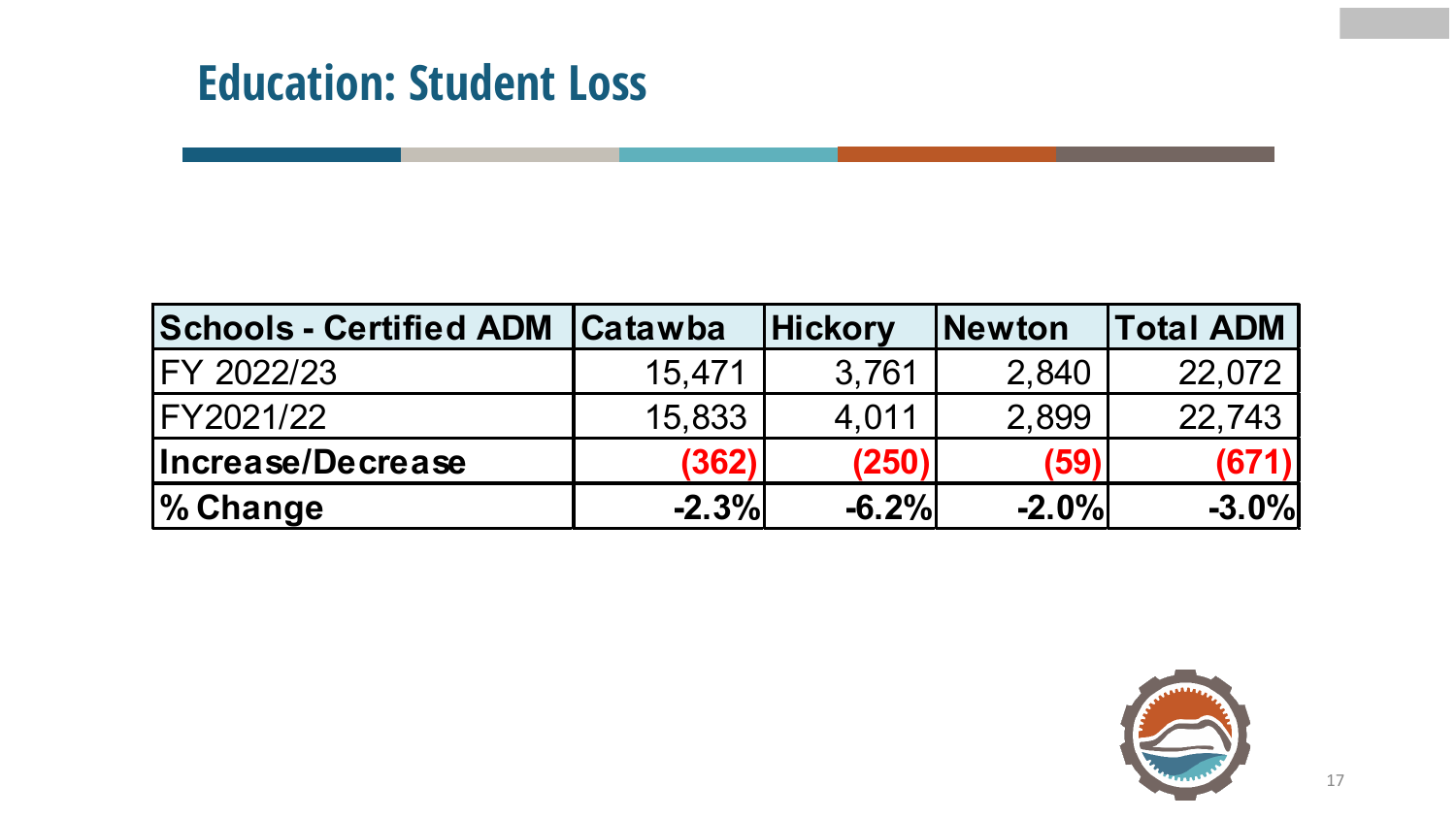# Education: Student Loss

| Schools - Certified ADM | Catawba | Hickory | Newton | Total ADM |
|---|---|---|---|---|
| FY 2022/23 | 15,471 | 3,761 | 2,840 | 22,072 |
| FY2021/22 | 15,833 | 4,011 | 2,899 | 22,743 |
| **Increase/Decrease** | **(362)** | **(250)** | **(59)** | **(671)** |
| **% Change** | **-2.3%** | **-6.2%** | **-2.0%** | **-3.0%** |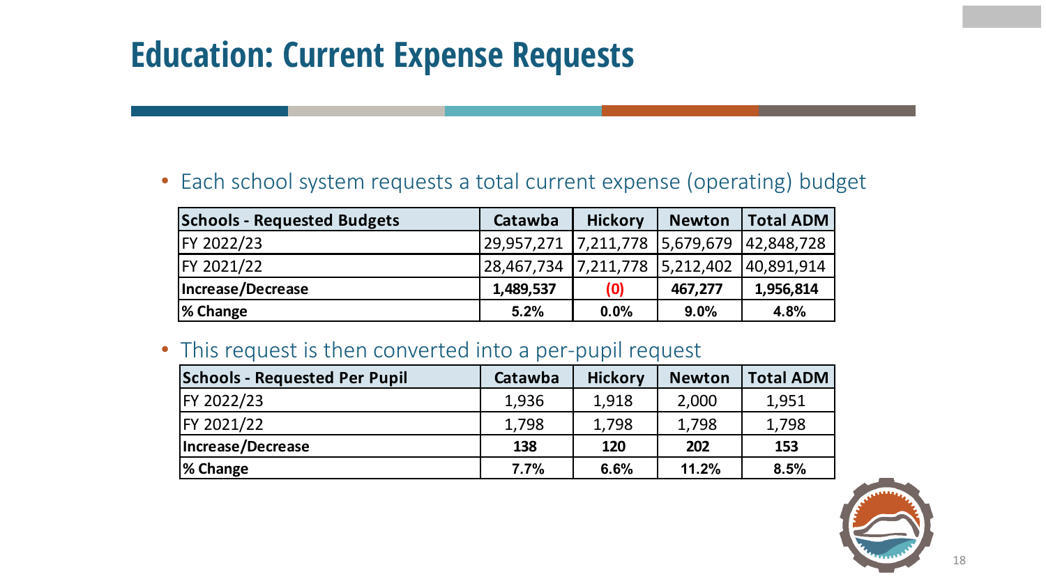# Education: Current Expense Requests

- Each school system requests a total current expense (operating) budget

| Schools - Requested Budgets | Catawba | Hickory | Newton | Total ADM |
|---|---|---|---|---|
| FY 2022/23 | 29,957,271 | 7,211,778 | 5,679,679 | 42,848,728 |
| FY 2021/22 | 28,467,734 | 7,211,778 | 5,212,402 | 40,891,914 |
| **Increase/Decrease** | **1,489,537** | **(0)** | **467,277** | **1,956,814** |
| **% Change** | **5.2%** | **0.0%** | **9.0%** | **4.8%** |

- This request is then converted into a per-pupil request

| Schools - Requested Per Pupil | Catawba | Hickory | Newton | Total ADM |
|---|---|---|---|---|
| FY 2022/23 | 1,936 | 1,918 | 2,000 | 1,951 |
| FY 2021/22 | 1,798 | 1,798 | 1,798 | 1,798 |
| **Increase/Decrease** | **138** | **120** | **202** | **153** |
| **% Change** | **7.7%** | **6.6%** | **11.2%** | **8.5%** |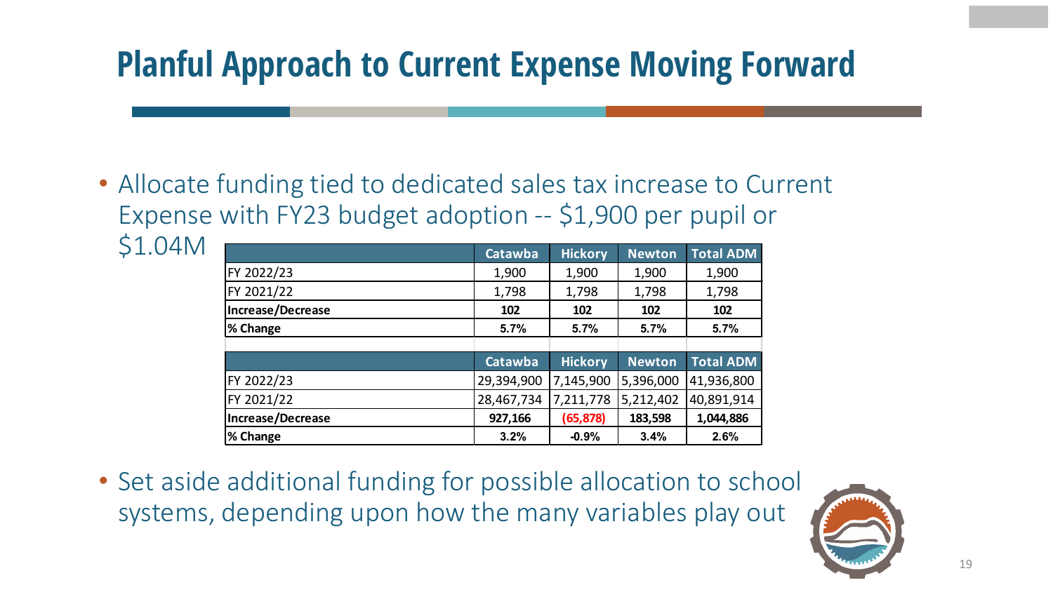# Planful Approach to Current Expense Moving Forward

- Allocate funding tied to dedicated sales tax increase to Current Expense with FY23 budget adoption -- $1,900 per pupil or $1.04M

| | Catawba | Hickory | Newton | Total ADM |
|---|---|---|---|---|
| FY 2022/23 | 1,900 | 1,900 | 1,900 | 1,900 |
| FY 2021/22 | 1,798 | 1,798 | 1,798 | 1,798 |
| **Increase/Decrease** | **102** | **102** | **102** | **102** |
| **% Change** | **5.7%** | **5.7%** | **5.7%** | **5.7%** |

| | Catawba | Hickory | Newton | Total ADM |
|---|---|---|---|---|
| FY 2022/23 | 29,394,900 | 7,145,900 | 5,396,000 | 41,936,800 |
| FY 2021/22 | 28,467,734 | 7,211,778 | 5,212,402 | 40,891,914 |
| **Increase/Decrease** | **927,166** | **(65,878)** | **183,598** | **1,044,886** |
| **% Change** | **3.2%** | **-0.9%** | **3.4%** | **2.6%** |

- Set aside additional funding for possible allocation to school systems, depending upon how the many variables play out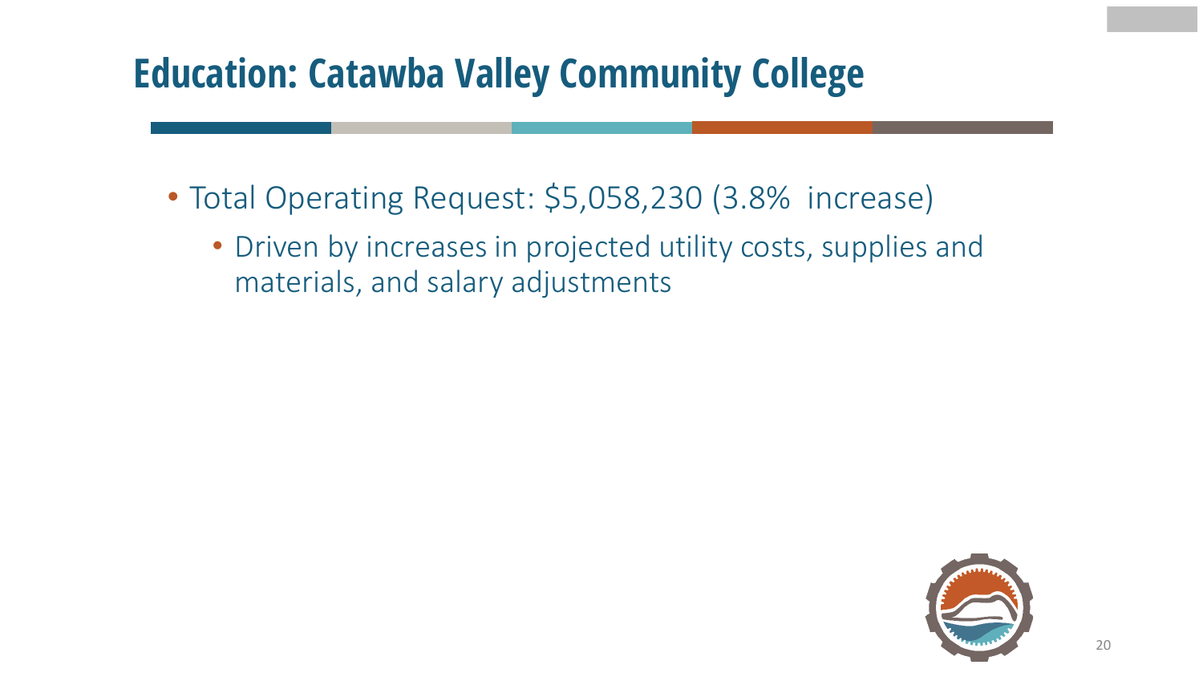# Education: Catawba Valley Community College

- Total Operating Request: $5,058,230 (3.8% increase)
  - Driven by increases in projected utility costs, supplies and materials, and salary adjustments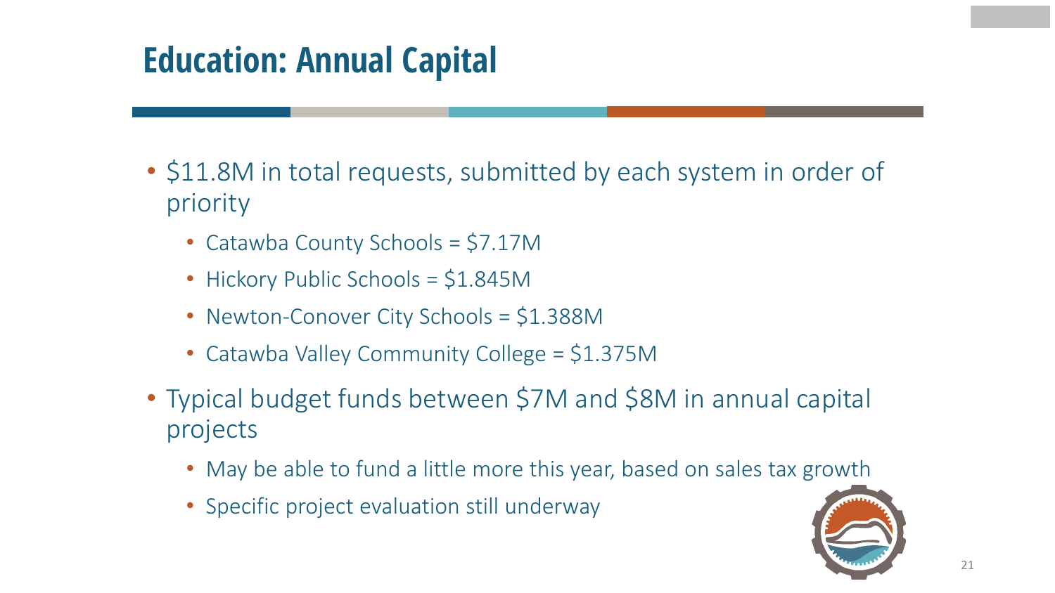# Education: Annual Capital

- $11.8M in total requests, submitted by each system in order of priority
  - Catawba County Schools = $7.17M
  - Hickory Public Schools = $1.845M
  - Newton-Conover City Schools = $1.388M
  - Catawba Valley Community College = $1.375M
- Typical budget funds between $7M and $8M in annual capital projects
  - May be able to fund a little more this year, based on sales tax growth
  - Specific project evaluation still underway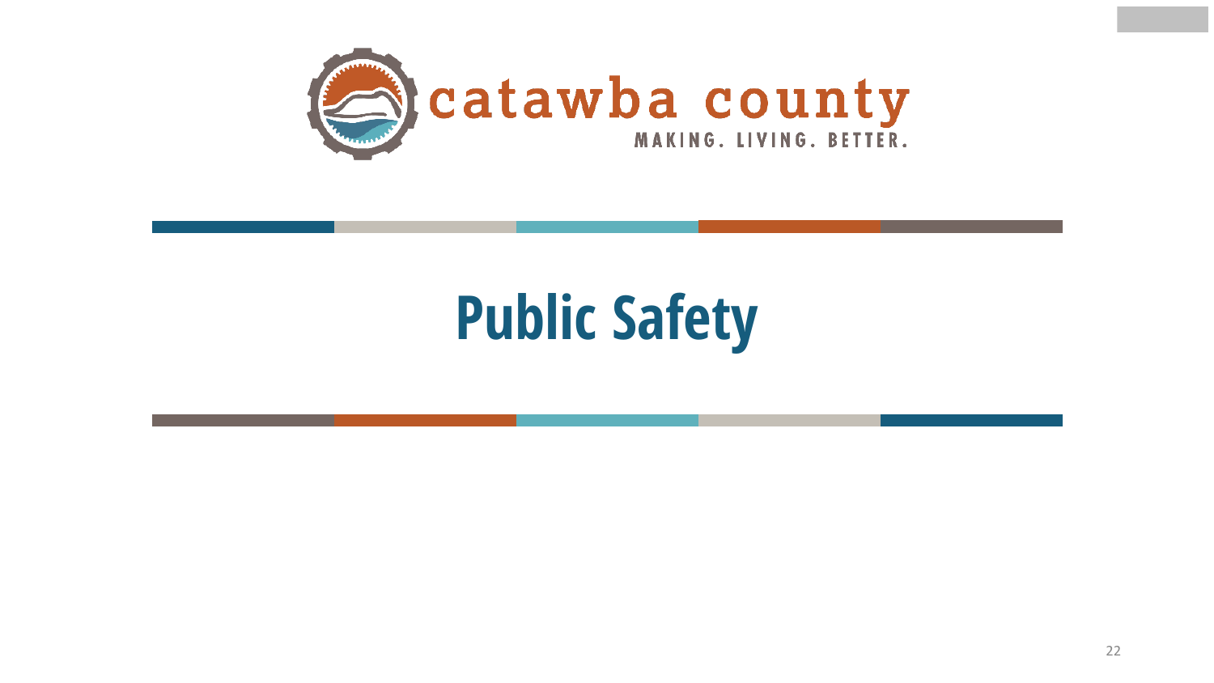catawba county

MAKING. LIVING. BETTER.

# Public Safety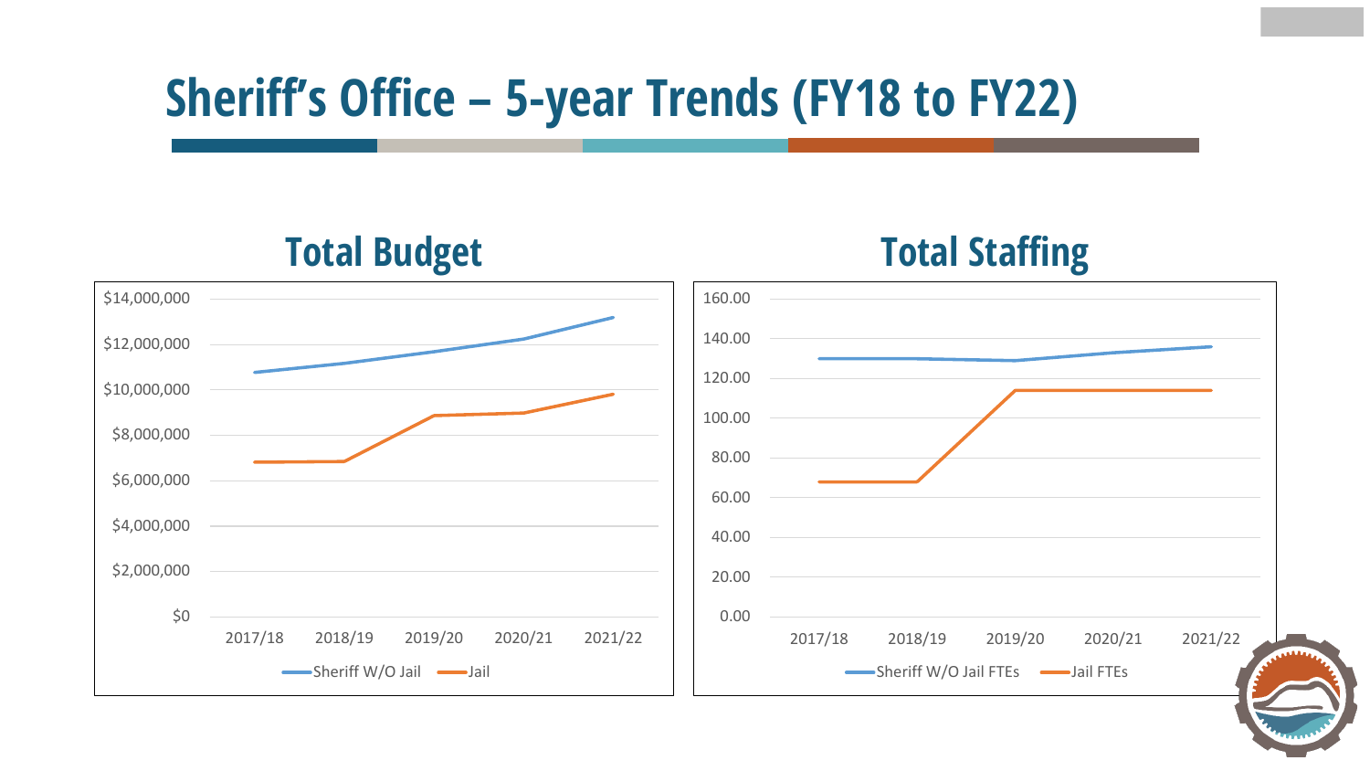# Sheriff's Office – 5-year Trends (FY18 to FY22)

## Total Budget

$14,000,000
$12,000,000
$10,000,000
$8,000,000
$6,000,000
$4,000,000
$2,000,000
$0

2017/18 2018/19 2019/20 2020/21 2021/22

Sheriff W/O Jail — Jail

## Total Staffing

160.00
140.00
120.00
100.00
80.00
60.00
40.00
20.00
0.00

2017/18 2018/19 2019/20 2020/21 2021/22

Sheriff W/O Jail FTEs — Jail FTEs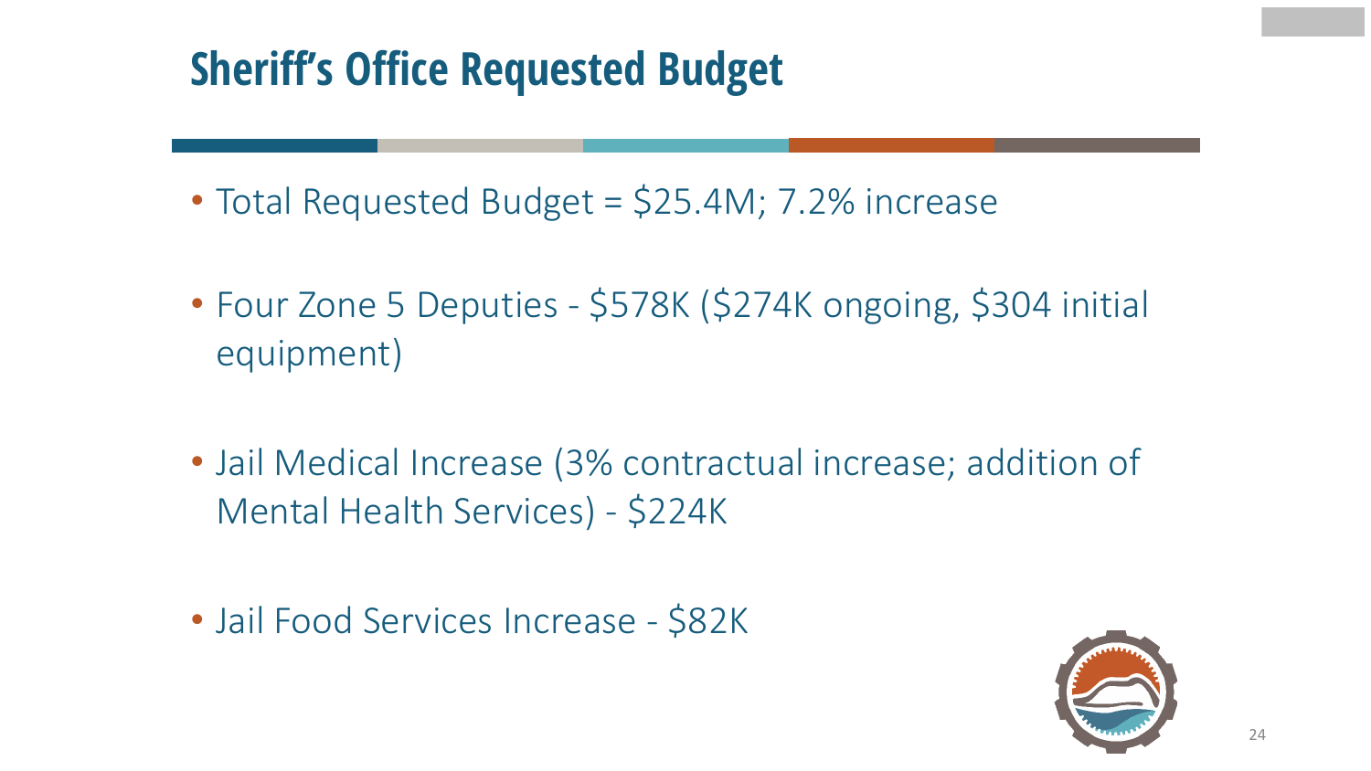# Sheriff's Office Requested Budget

- Total Requested Budget = $25.4M; 7.2% increase
- Four Zone 5 Deputies - $578K ($274K ongoing, $304 initial equipment)
- Jail Medical Increase (3% contractual increase; addition of Mental Health Services) - $224K
- Jail Food Services Increase - $82K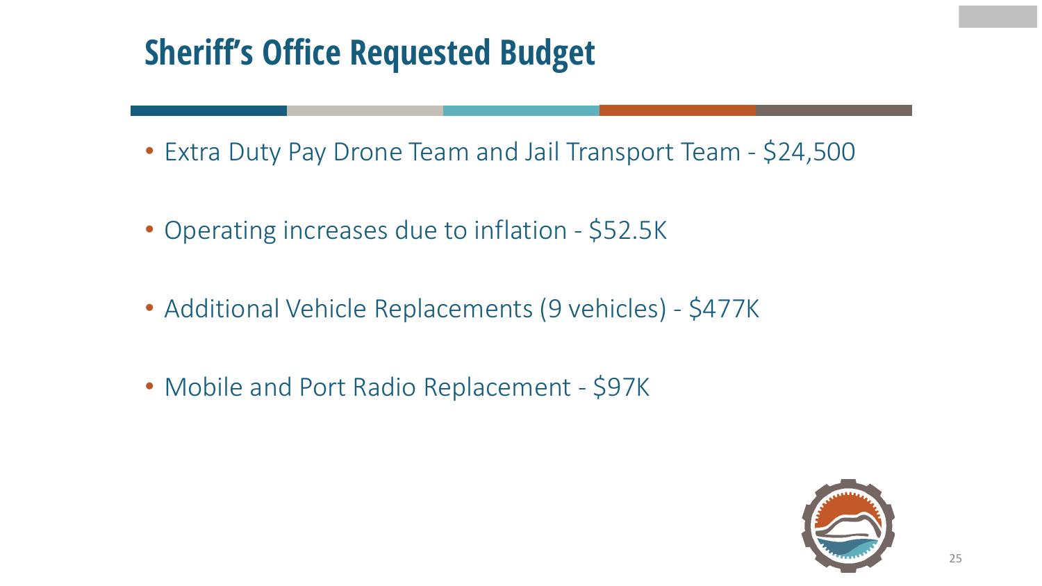# Sheriff's Office Requested Budget

- Extra Duty Pay Drone Team and Jail Transport Team - $24,500
- Operating increases due to inflation - $52.5K
- Additional Vehicle Replacements (9 vehicles) - $477K
- Mobile and Port Radio Replacement - $97K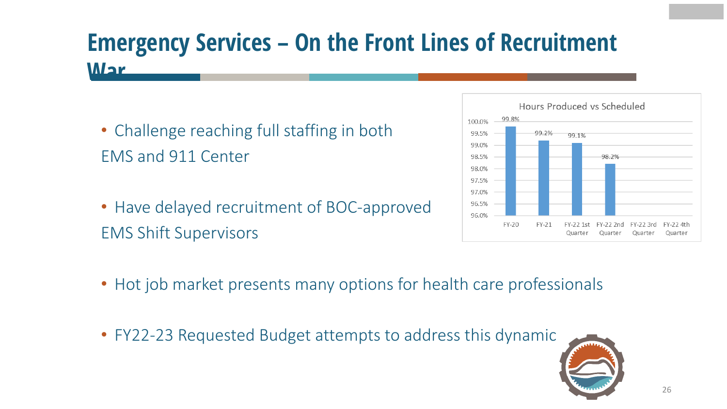# Emergency Services – On the Front Lines of Recruitment War

- Challenge reaching full staffing in both EMS and 911 Center
- Have delayed recruitment of BOC-approved EMS Shift Supervisors

**Hours Produced vs Scheduled**

| Period | Hours Produced vs Scheduled |
|---|---|
| FY-20 | 99.8% |
| FY-21 | 99.2% |
| FY-22 1st Quarter | 99.1% |
| FY-22 2nd Quarter | 98.2% |
| FY-22 3rd Quarter | |
| FY-22 4th Quarter | |

- Hot job market presents many options for health care professionals
- FY22-23 Requested Budget attempts to address this dynamic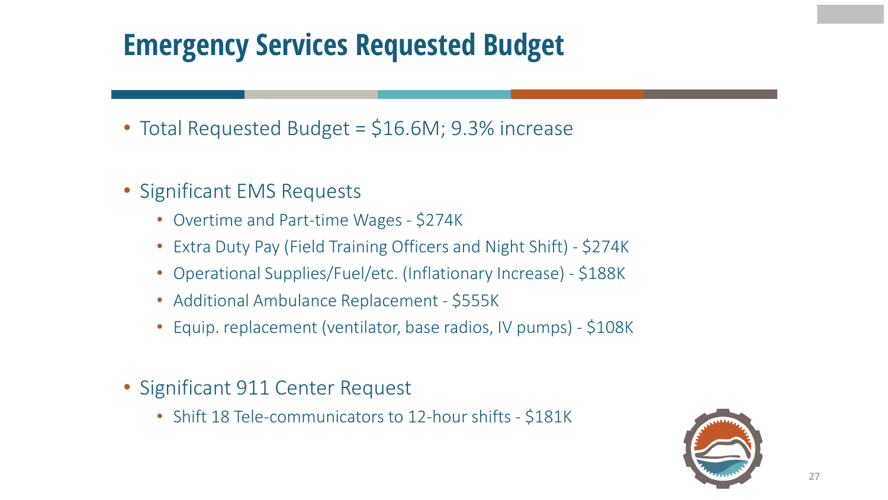# Emergency Services Requested Budget

- Total Requested Budget = $16.6M; 9.3% increase

- Significant EMS Requests
  - Overtime and Part-time Wages - $274K
  - Extra Duty Pay (Field Training Officers and Night Shift) - $274K
  - Operational Supplies/Fuel/etc. (Inflationary Increase) - $188K
  - Additional Ambulance Replacement - $555K
  - Equip. replacement (ventilator, base radios, IV pumps) - $108K

- Significant 911 Center Request
  - Shift 18 Tele-communicators to 12-hour shifts - $181K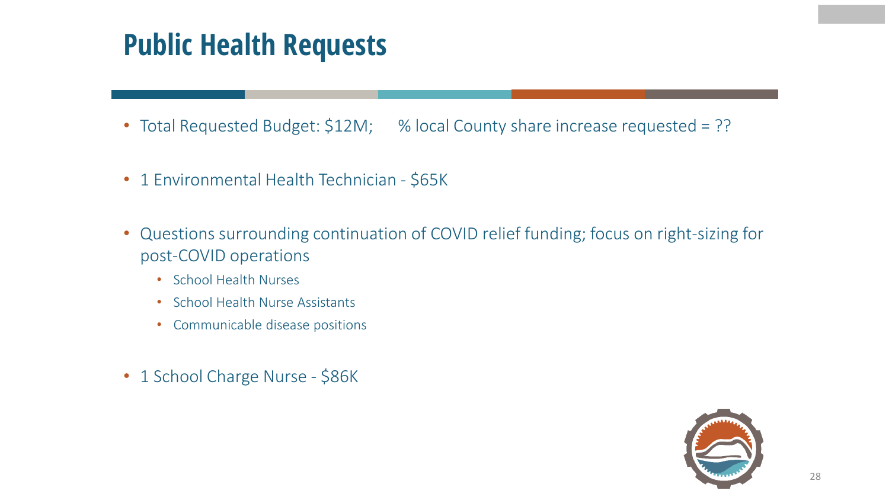# Public Health Requests

- Total Requested Budget: $12M;     % local County share increase requested = ??
- 1 Environmental Health Technician - $65K
- Questions surrounding continuation of COVID relief funding; focus on right-sizing for post-COVID operations
  - School Health Nurses
  - School Health Nurse Assistants
  - Communicable disease positions
- 1 School Charge Nurse - $86K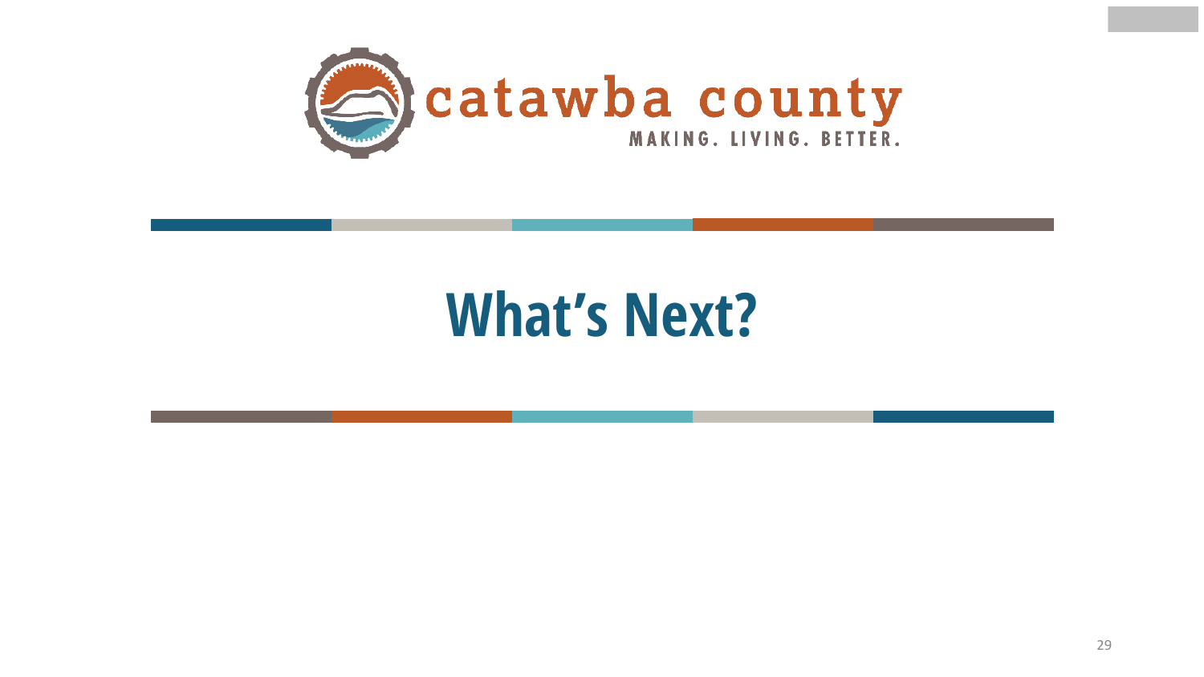catawba county

MAKING. LIVING. BETTER.

# What’s Next?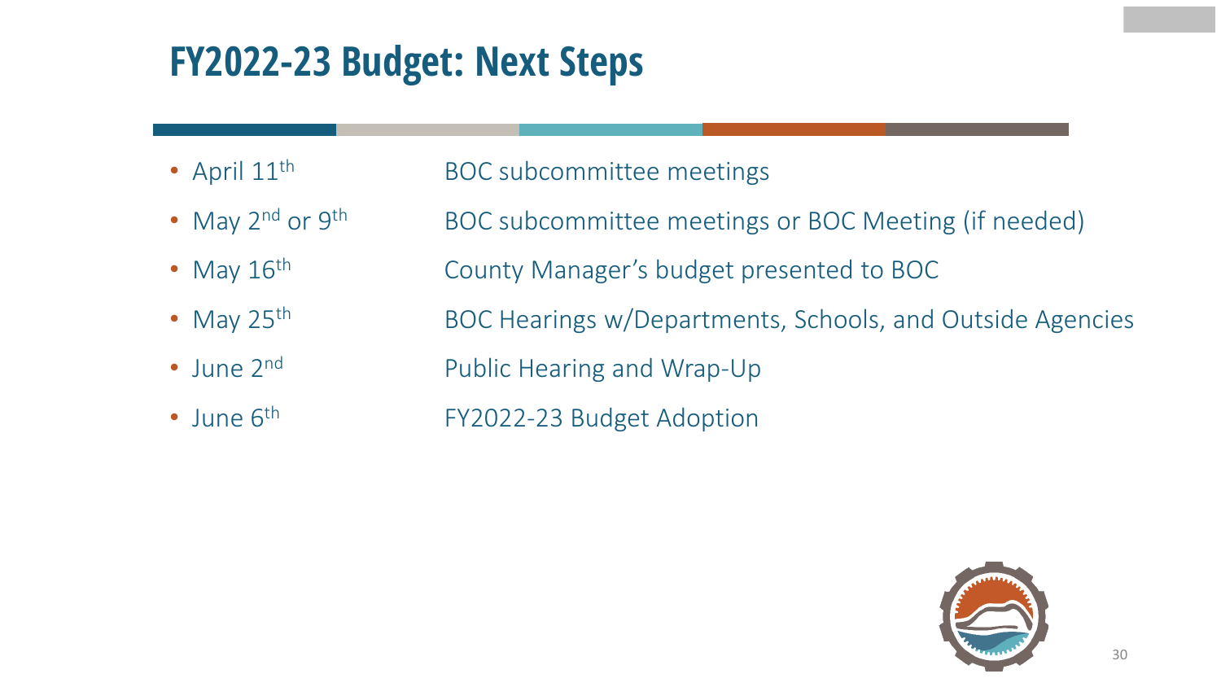# FY2022-23 Budget: Next Steps

| | |
|---|---|
| April 11th | BOC subcommittee meetings |
| May 2nd or 9th | BOC subcommittee meetings or BOC Meeting (if needed) |
| May 16th | County Manager's budget presented to BOC |
| May 25th | BOC Hearings w/Departments, Schools, and Outside Agencies |
| June 2nd | Public Hearing and Wrap-Up |
| June 6th | FY2022-23 Budget Adoption |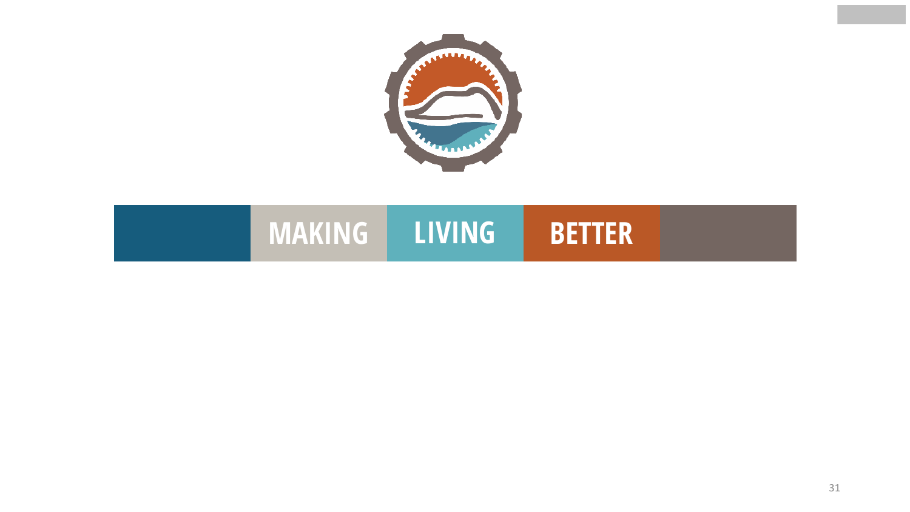MAKING LIVING BETTER